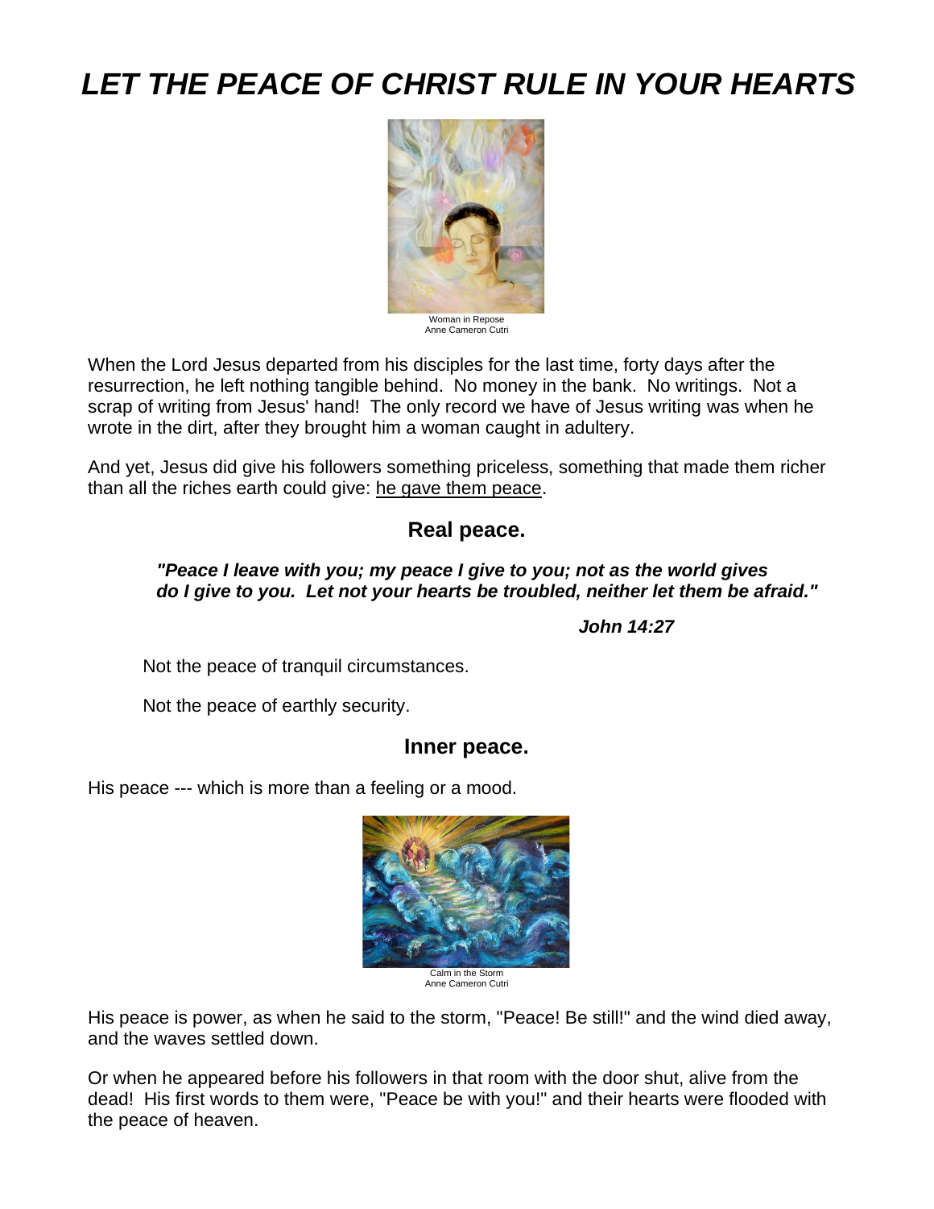# *LET THE PEACE OF CHRIST RULE IN YOUR HEARTS*

Woman in Repose
Anne Cameron Cutri

When the Lord Jesus departed from his disciples for the last time, forty days after the resurrection, he left nothing tangible behind. No money in the bank. No writings. Not a scrap of writing from Jesus' hand! The only record we have of Jesus writing was when he wrote in the dirt, after they brought him a woman caught in adultery.

And yet, Jesus did give his followers something priceless, something that made them richer than all the riches earth could give: he gave them peace.

## Real peace.

> ***"Peace I leave with you; my peace I give to you; not as the world gives do I give to you. Let not your hearts be troubled, neither let them be afraid."***
>
> ***John 14:27***

Not the peace of tranquil circumstances.

Not the peace of earthly security.

## Inner peace.

His peace --- which is more than a feeling or a mood.

Calm in the Storm
Anne Cameron Cutri

His peace is power, as when he said to the storm, "Peace! Be still!" and the wind died away, and the waves settled down.

Or when he appeared before his followers in that room with the door shut, alive from the dead! His first words to them were, "Peace be with you!" and their hearts were flooded with the peace of heaven.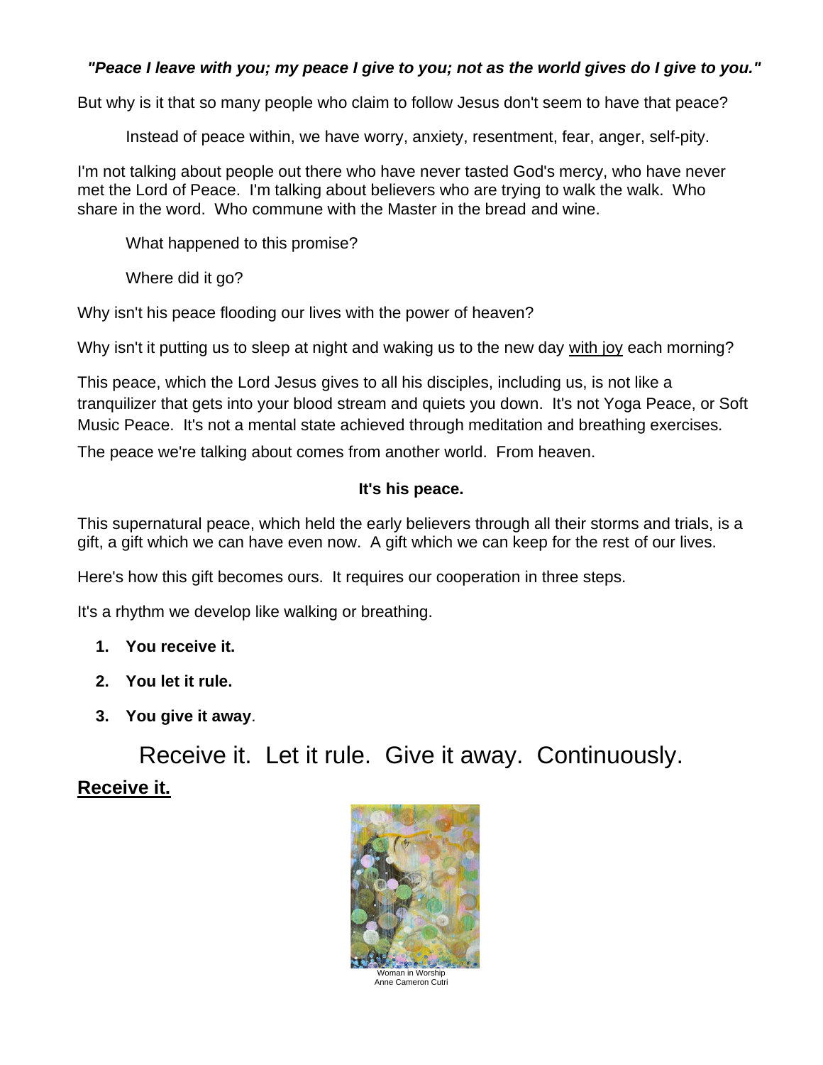***"Peace I leave with you; my peace I give to you; not as the world gives do I give to you."***

But why is it that so many people who claim to follow Jesus don't seem to have that peace?

Instead of peace within, we have worry, anxiety, resentment, fear, anger, self-pity.

I'm not talking about people out there who have never tasted God's mercy, who have never met the Lord of Peace. I'm talking about believers who are trying to walk the walk. Who share in the word. Who commune with the Master in the bread and wine.

What happened to this promise?

Where did it go?

Why isn't his peace flooding our lives with the power of heaven?

Why isn't it putting us to sleep at night and waking us to the new day with joy each morning?

This peace, which the Lord Jesus gives to all his disciples, including us, is not like a tranquilizer that gets into your blood stream and quiets you down. It's not Yoga Peace, or Soft Music Peace. It's not a mental state achieved through meditation and breathing exercises.

The peace we're talking about comes from another world. From heaven.

**It's his peace.**

This supernatural peace, which held the early believers through all their storms and trials, is a gift, a gift which we can have even now. A gift which we can keep for the rest of our lives.

Here's how this gift becomes ours. It requires our cooperation in three steps.

It's a rhythm we develop like walking or breathing.

1. **You receive it.**
2. **You let it rule.**
3. **You give it away**.

Receive it. Let it rule. Give it away. Continuously.

## Receive it.

Woman in Worship
Anne Cameron Cutri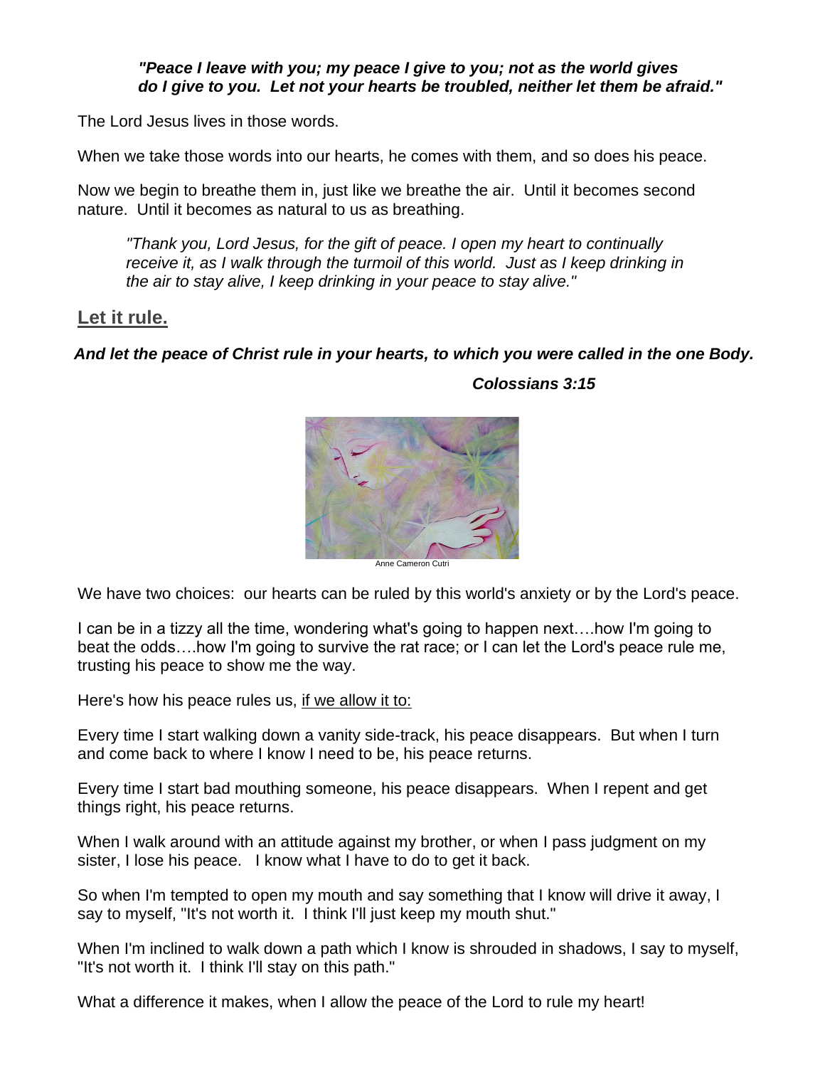*"Peace I leave with you; my peace I give to you; not as the world gives do I give to you. Let not your hearts be troubled, neither let them be afraid."*

The Lord Jesus lives in those words.

When we take those words into our hearts, he comes with them, and so does his peace.

Now we begin to breathe them in, just like we breathe the air. Until it becomes second nature. Until it becomes as natural to us as breathing.

> *"Thank you, Lord Jesus, for the gift of peace. I open my heart to continually receive it, as I walk through the turmoil of this world. Just as I keep drinking in the air to stay alive, I keep drinking in your peace to stay alive."*

## Let it rule.

***And let the peace of Christ rule in your hearts, to which you were called in the one Body.***

***Colossians 3:15***

Anne Cameron Cutri

We have two choices: our hearts can be ruled by this world's anxiety or by the Lord's peace.

I can be in a tizzy all the time, wondering what's going to happen next….how I'm going to beat the odds….how I'm going to survive the rat race; or I can let the Lord's peace rule me, trusting his peace to show me the way.

Here's how his peace rules us, <u>if we allow it to:</u>

Every time I start walking down a vanity side-track, his peace disappears. But when I turn and come back to where I know I need to be, his peace returns.

Every time I start bad mouthing someone, his peace disappears. When I repent and get things right, his peace returns.

When I walk around with an attitude against my brother, or when I pass judgment on my sister, I lose his peace. I know what I have to do to get it back.

So when I'm tempted to open my mouth and say something that I know will drive it away, I say to myself, "It's not worth it. I think I'll just keep my mouth shut."

When I'm inclined to walk down a path which I know is shrouded in shadows, I say to myself, "It's not worth it. I think I'll stay on this path."

What a difference it makes, when I allow the peace of the Lord to rule my heart!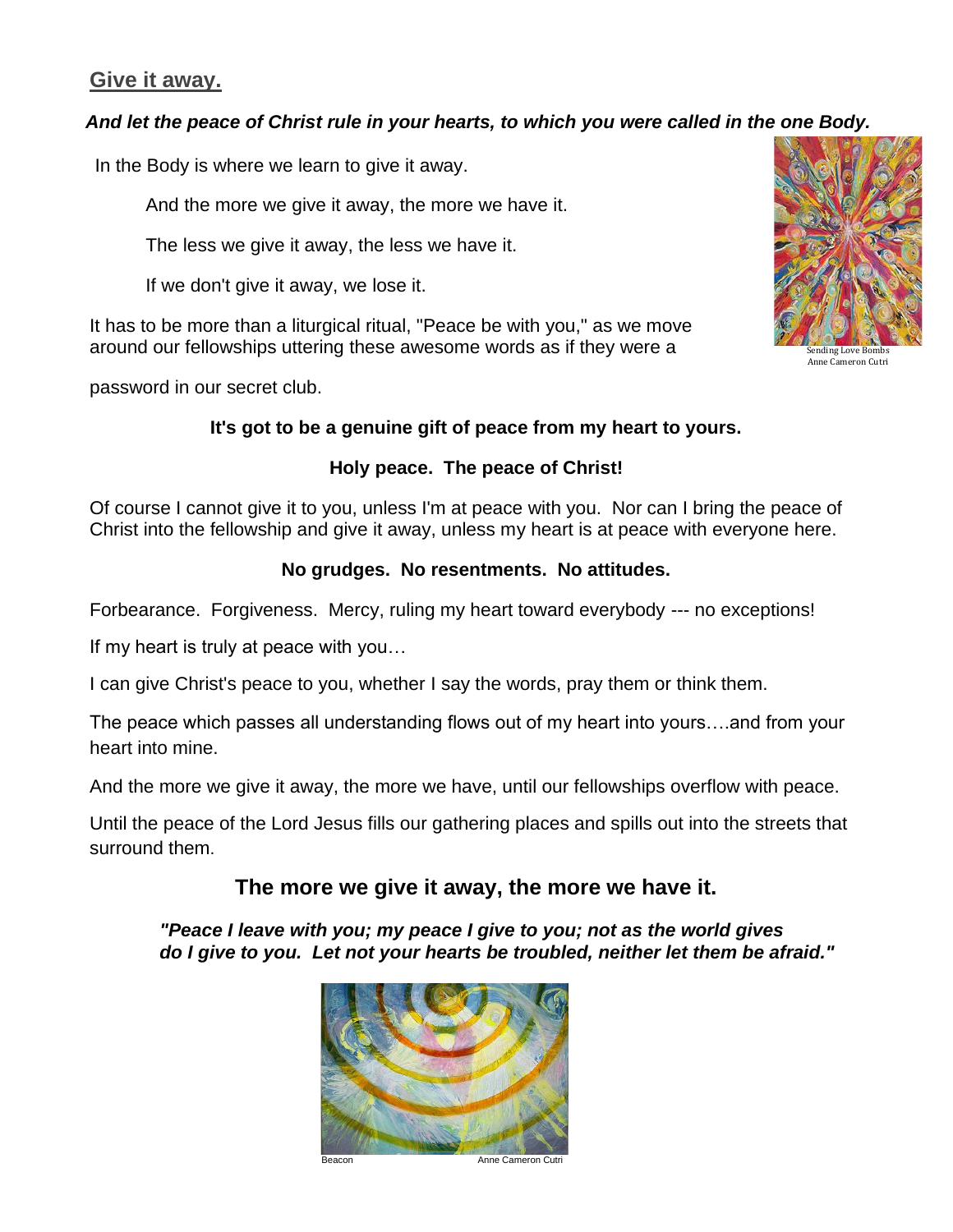## Give it away.

***And let the peace of Christ rule in your hearts, to which you were called in the one Body.***

In the Body is where we learn to give it away.

And the more we give it away, the more we have it.

The less we give it away, the less we have it.

If we don't give it away, we lose it.

It has to be more than a liturgical ritual, "Peace be with you," as we move around our fellowships uttering these awesome words as if they were a password in our secret club.

Sending Love Bombs
Anne Cameron Cutri

**It's got to be a genuine gift of peace from my heart to yours.**

**Holy peace. The peace of Christ!**

Of course I cannot give it to you, unless I'm at peace with you. Nor can I bring the peace of Christ into the fellowship and give it away, unless my heart is at peace with everyone here.

**No grudges. No resentments. No attitudes.**

Forbearance. Forgiveness. Mercy, ruling my heart toward everybody --- no exceptions!

If my heart is truly at peace with you…

I can give Christ's peace to you, whether I say the words, pray them or think them.

The peace which passes all understanding flows out of my heart into yours….and from your heart into mine.

And the more we give it away, the more we have, until our fellowships overflow with peace.

Until the peace of the Lord Jesus fills our gathering places and spills out into the streets that surround them.

### The more we give it away, the more we have it.

***"Peace I leave with you; my peace I give to you; not as the world gives do I give to you. Let not your hearts be troubled, neither let them be afraid."***

Beacon Anne Cameron Cutri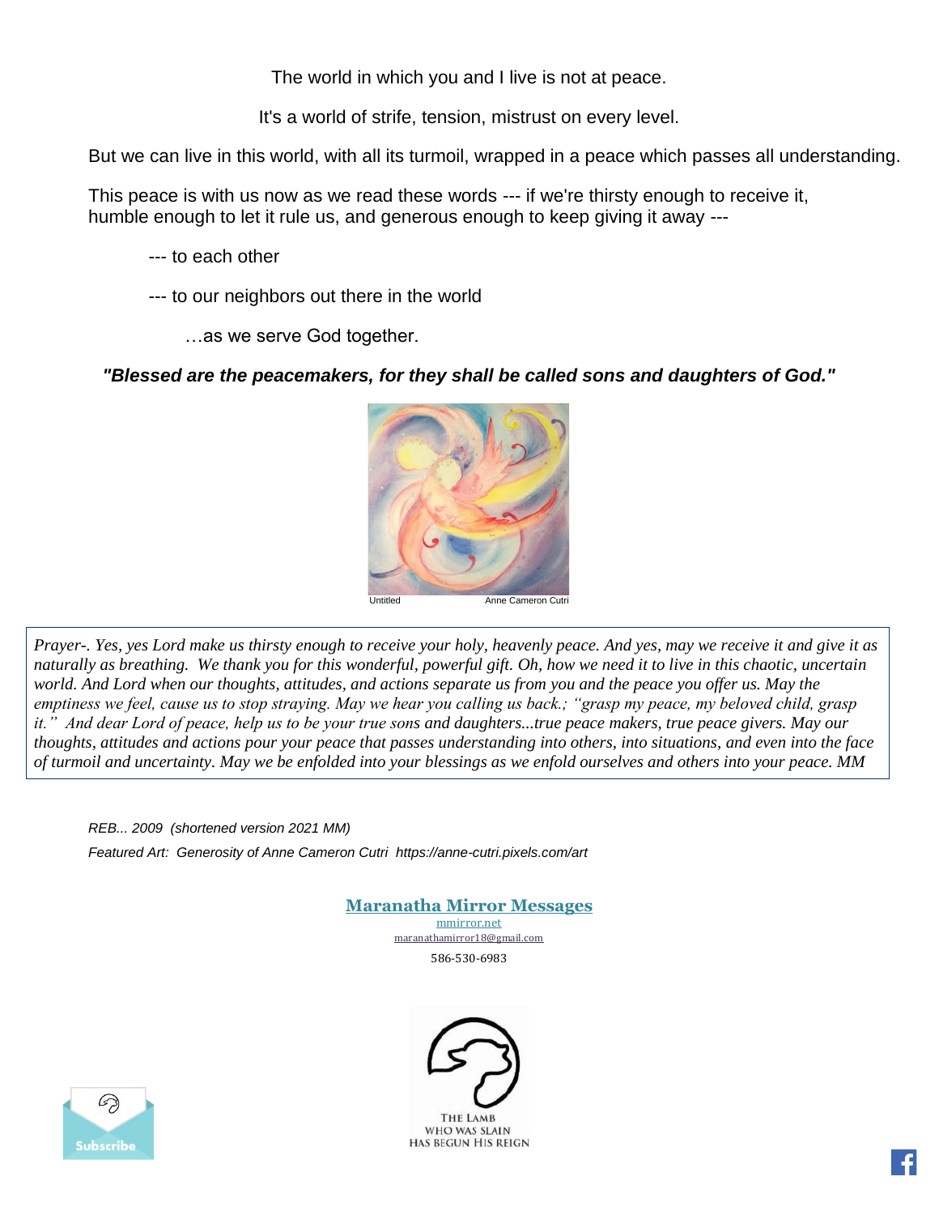The world in which you and I live is not at peace.

It's a world of strife, tension, mistrust on every level.

But we can live in this world, with all its turmoil, wrapped in a peace which passes all understanding.

This peace is with us now as we read these words --- if we're thirsty enough to receive it, humble enough to let it rule us, and generous enough to keep giving it away ---

--- to each other

--- to our neighbors out there in the world

…as we serve God together.

***"Blessed are the peacemakers, for they shall be called sons and daughters of God."***

Untitled Anne Cameron Cutri

*Prayer-. Yes, yes Lord make us thirsty enough to receive your holy, heavenly peace. And yes, may we receive it and give it as naturally as breathing. We thank you for this wonderful, powerful gift. Oh, how we need it to live in this chaotic, uncertain world. And Lord when our thoughts, attitudes, and actions separate us from you and the peace you offer us. May the emptiness we feel, cause us to stop straying. May we hear you calling us back.; "grasp my peace, my beloved child, grasp it." And dear Lord of peace, help us to be your true sons and daughters...true peace makers, true peace givers. May our thoughts, attitudes and actions pour your peace that passes understanding into others, into situations, and even into the face of turmoil and uncertainty. May we be enfolded into your blessings as we enfold ourselves and others into your peace. MM*

*REB... 2009 (shortened version 2021 MM)*

*Featured Art: Generosity of Anne Cameron Cutri https://anne-cutri.pixels.com/art*

**Maranatha Mirror Messages**

mmirror.net

maranathamirror18@gmail.com

586-530-6983

THE LAMB WHO WAS SLAIN HAS BEGUN HIS REIGN

Subscribe